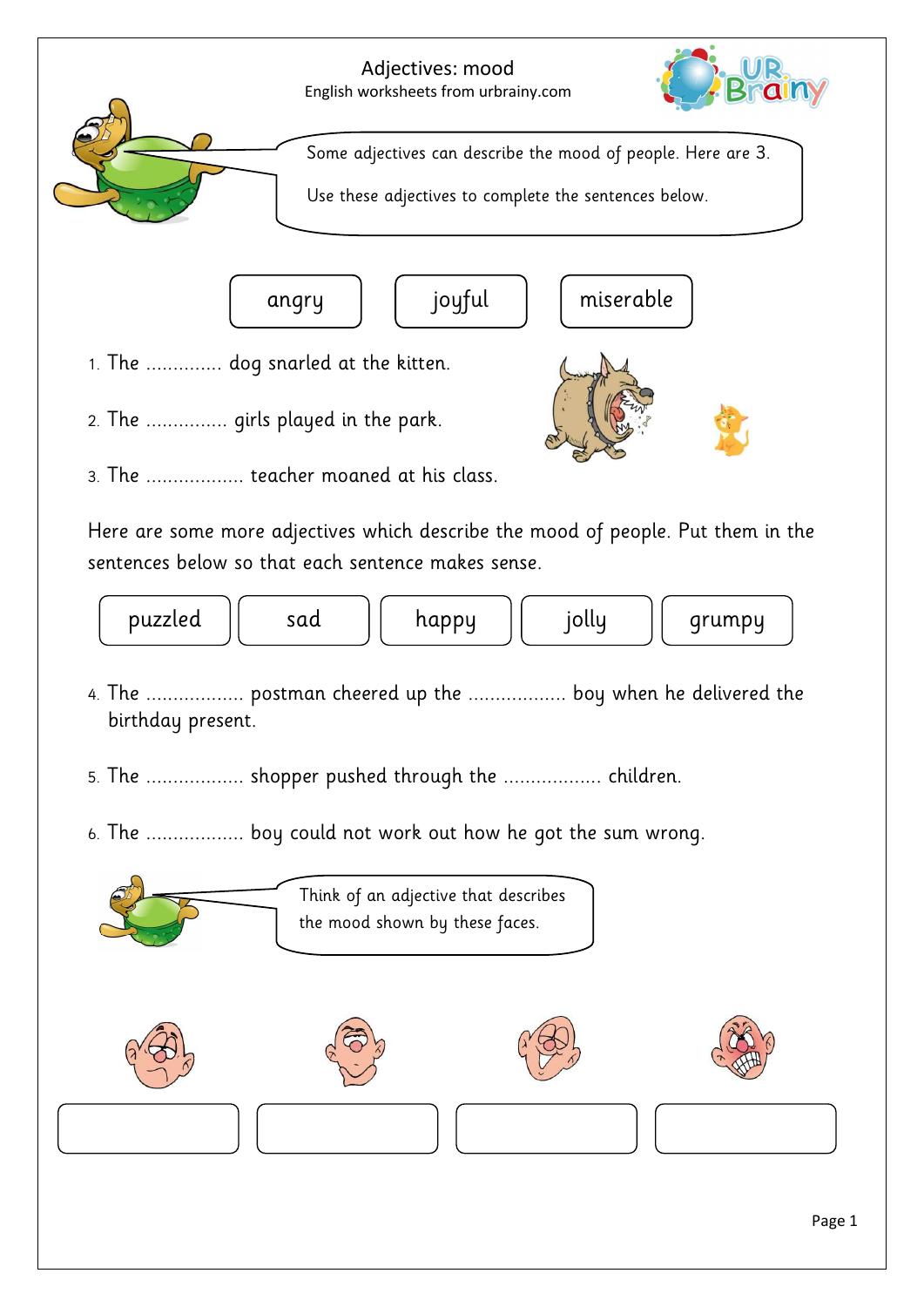# Adjectives: mood

English worksheets from urbrainy.com

Some adjectives can describe the mood of people. Here are 3.

Use these adjectives to complete the sentences below.

| angry | joyful | miserable |
|---|---|---|

1. The ............. dog snarled at the kitten.
2. The .............. girls played in the park.
3. The ................. teacher moaned at his class.

Here are some more adjectives which describe the mood of people. Put them in the sentences below so that each sentence makes sense.

| puzzled | sad | happy | jolly | grumpy |
|---|---|---|---|---|

4. The ................. postman cheered up the ................. boy when he delivered the birthday present.
5. The ................. shopper pushed through the ................. children.
6. The ................. boy could not work out how he got the sum wrong.

Think of an adjective that describes the mood shown by these faces.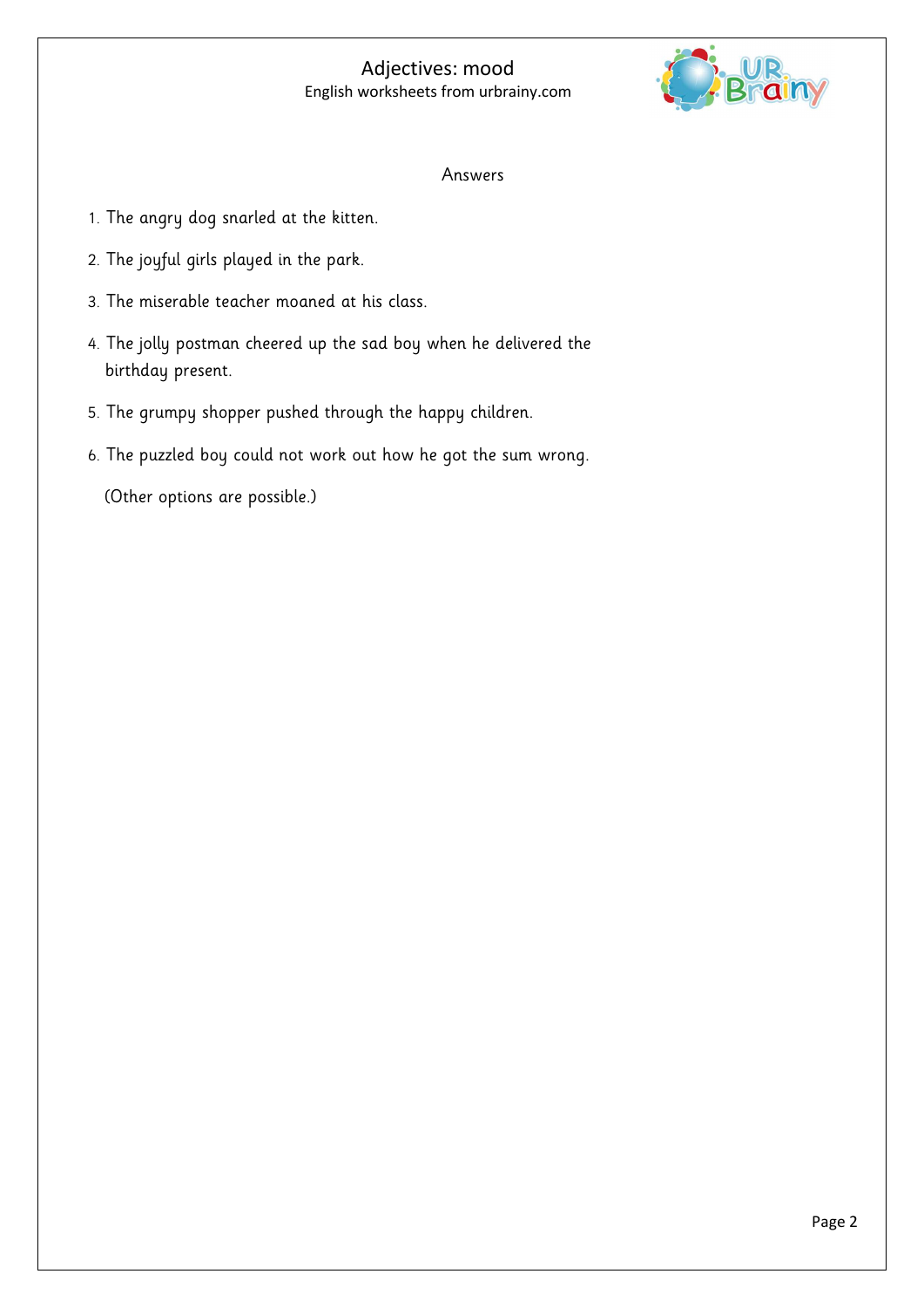# Adjectives: mood

English worksheets from urbrainy.com

## Answers

1. The angry dog snarled at the kitten.
2. The joyful girls played in the park.
3. The miserable teacher moaned at his class.
4. The jolly postman cheered up the sad boy when he delivered the birthday present.
5. The grumpy shopper pushed through the happy children.
6. The puzzled boy could not work out how he got the sum wrong.

(Other options are possible.)